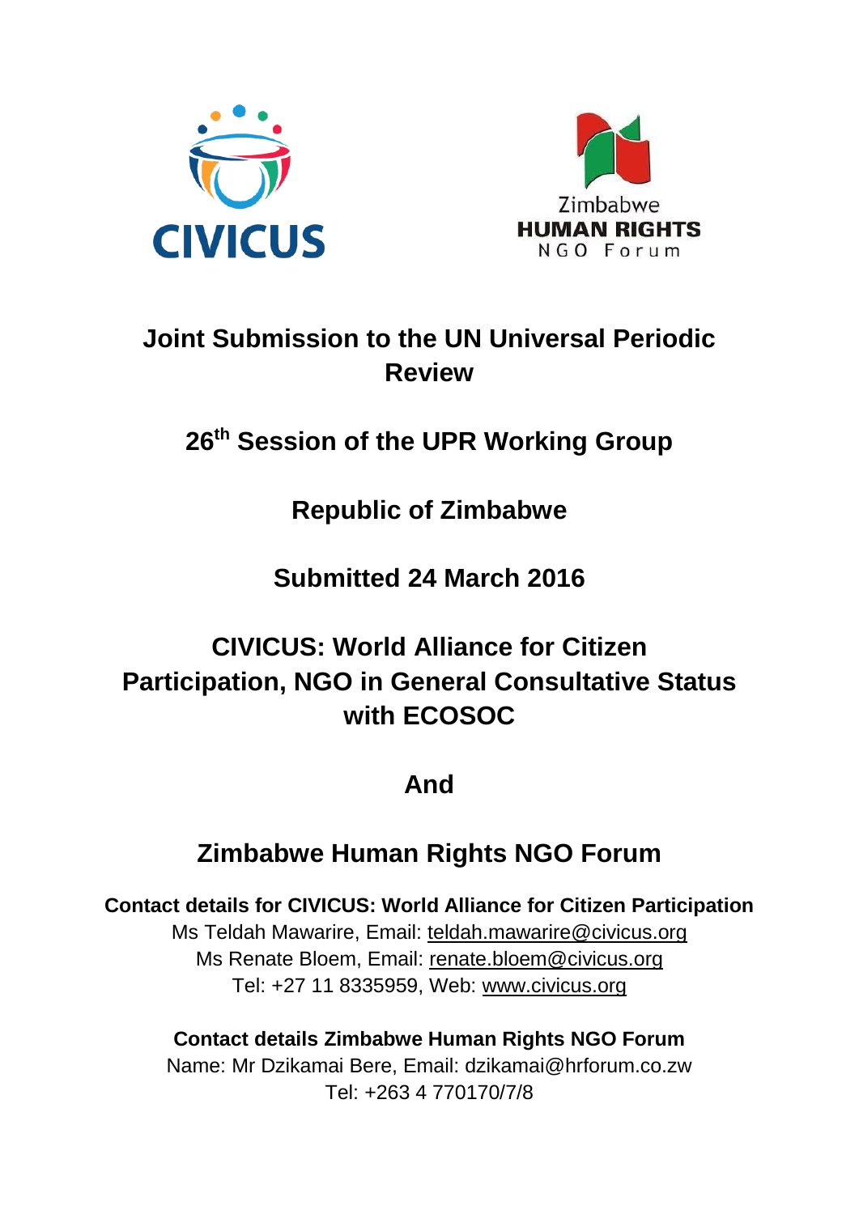# Joint Submission to the UN Universal Periodic Review

## 26th Session of the UPR Working Group

## Republic of Zimbabwe

## Submitted 24 March 2016

## CIVICUS: World Alliance for Citizen Participation, NGO in General Consultative Status with ECOSOC

## And

## Zimbabwe Human Rights NGO Forum

**Contact details for CIVICUS: World Alliance for Citizen Participation**
Ms Teldah Mawarire, Email: teldah.mawarire@civicus.org
Ms Renate Bloem, Email: renate.bloem@civicus.org
Tel: +27 11 8335959, Web: www.civicus.org

**Contact details Zimbabwe Human Rights NGO Forum**
Name: Mr Dzikamai Bere, Email: dzikamai@hrforum.co.zw
Tel: +263 4 770170/7/8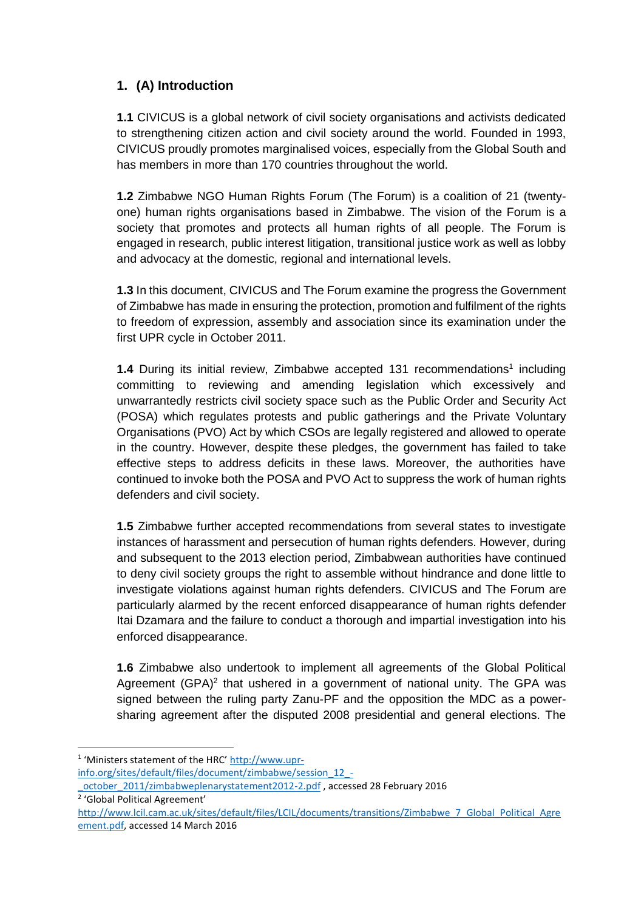## 1. (A) Introduction

**1.1** CIVICUS is a global network of civil society organisations and activists dedicated to strengthening citizen action and civil society around the world. Founded in 1993, CIVICUS proudly promotes marginalised voices, especially from the Global South and has members in more than 170 countries throughout the world.

**1.2** Zimbabwe NGO Human Rights Forum (The Forum) is a coalition of 21 (twenty-one) human rights organisations based in Zimbabwe. The vision of the Forum is a society that promotes and protects all human rights of all people. The Forum is engaged in research, public interest litigation, transitional justice work as well as lobby and advocacy at the domestic, regional and international levels.

**1.3** In this document, CIVICUS and The Forum examine the progress the Government of Zimbabwe has made in ensuring the protection, promotion and fulfilment of the rights to freedom of expression, assembly and association since its examination under the first UPR cycle in October 2011.

**1.4** During its initial review, Zimbabwe accepted 131 recommendations[1] including committing to reviewing and amending legislation which excessively and unwarrantedly restricts civil society space such as the Public Order and Security Act (POSA) which regulates protests and public gatherings and the Private Voluntary Organisations (PVO) Act by which CSOs are legally registered and allowed to operate in the country. However, despite these pledges, the government has failed to take effective steps to address deficits in these laws. Moreover, the authorities have continued to invoke both the POSA and PVO Act to suppress the work of human rights defenders and civil society.

**1.5** Zimbabwe further accepted recommendations from several states to investigate instances of harassment and persecution of human rights defenders. However, during and subsequent to the 2013 election period, Zimbabwean authorities have continued to deny civil society groups the right to assemble without hindrance and done little to investigate violations against human rights defenders. CIVICUS and The Forum are particularly alarmed by the recent enforced disappearance of human rights defender Itai Dzamara and the failure to conduct a thorough and impartial investigation into his enforced disappearance.

**1.6** Zimbabwe also undertook to implement all agreements of the Global Political Agreement (GPA)[2] that ushered in a government of national unity. The GPA was signed between the ruling party Zanu-PF and the opposition the MDC as a power-sharing agreement after the disputed 2008 presidential and general elections. The

---

[1] 'Ministers statement of the HRC' http://www.upr-info.org/sites/default/files/document/zimbabwe/session_12_-_october_2011/zimbabweplenarystatement2012-2.pdf , accessed 28 February 2016

[2] 'Global Political Agreement' http://www.lcil.cam.ac.uk/sites/default/files/LCIL/documents/transitions/Zimbabwe_7_Global_Political_Agreement.pdf, accessed 14 March 2016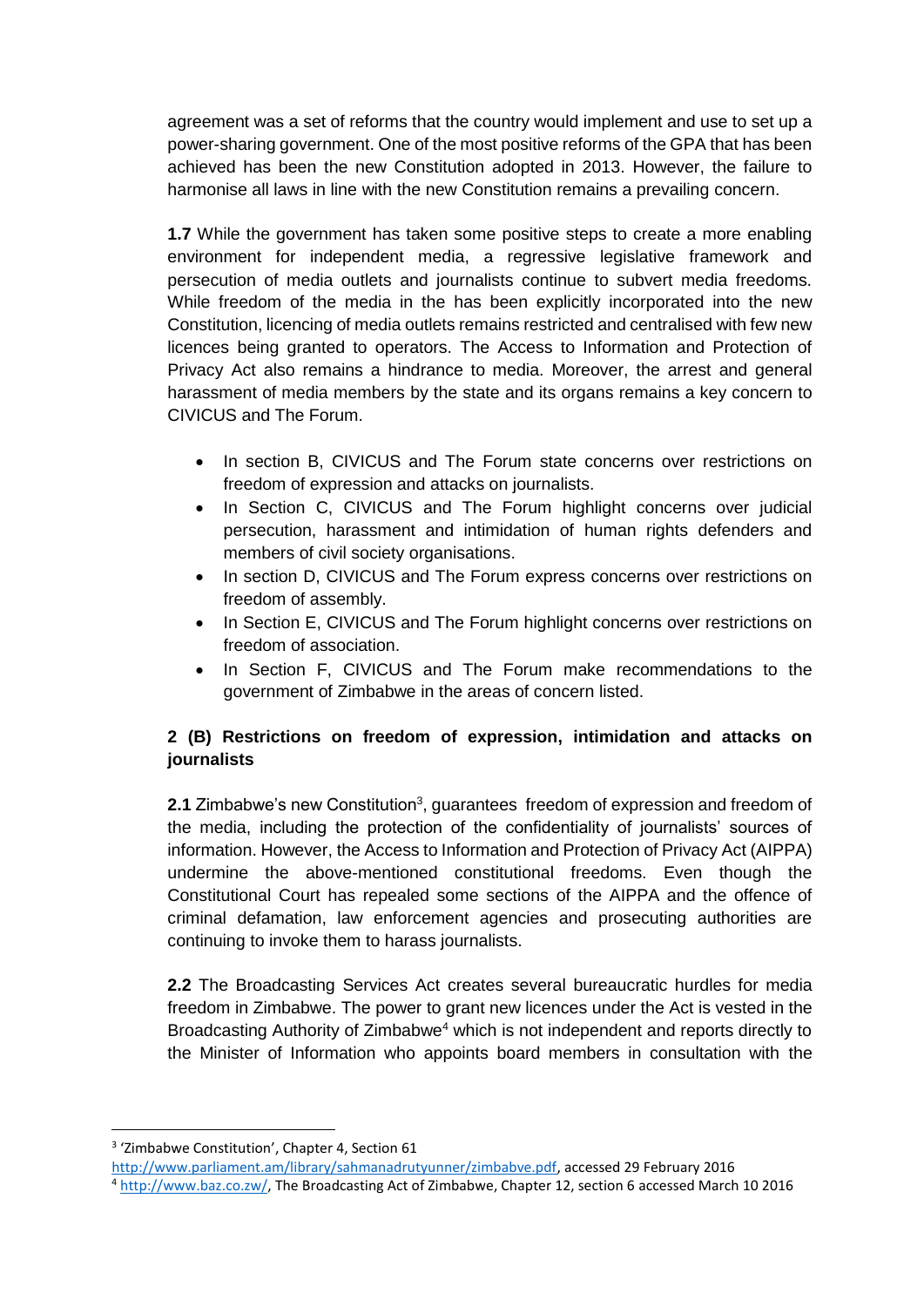agreement was a set of reforms that the country would implement and use to set up a power-sharing government. One of the most positive reforms of the GPA that has been achieved has been the new Constitution adopted in 2013. However, the failure to harmonise all laws in line with the new Constitution remains a prevailing concern.

**1.7** While the government has taken some positive steps to create a more enabling environment for independent media, a regressive legislative framework and persecution of media outlets and journalists continue to subvert media freedoms. While freedom of the media in the has been explicitly incorporated into the new Constitution, licencing of media outlets remains restricted and centralised with few new licences being granted to operators. The Access to Information and Protection of Privacy Act also remains a hindrance to media. Moreover, the arrest and general harassment of media members by the state and its organs remains a key concern to CIVICUS and The Forum.

- In section B, CIVICUS and The Forum state concerns over restrictions on freedom of expression and attacks on journalists.
- In Section C, CIVICUS and The Forum highlight concerns over judicial persecution, harassment and intimidation of human rights defenders and members of civil society organisations.
- In section D, CIVICUS and The Forum express concerns over restrictions on freedom of assembly.
- In Section E, CIVICUS and The Forum highlight concerns over restrictions on freedom of association.
- In Section F, CIVICUS and The Forum make recommendations to the government of Zimbabwe in the areas of concern listed.

## 2 (B) Restrictions on freedom of expression, intimidation and attacks on journalists

**2.1** Zimbabwe's new Constitution[3], guarantees freedom of expression and freedom of the media, including the protection of the confidentiality of journalists' sources of information. However, the Access to Information and Protection of Privacy Act (AIPPA) undermine the above-mentioned constitutional freedoms. Even though the Constitutional Court has repealed some sections of the AIPPA and the offence of criminal defamation, law enforcement agencies and prosecuting authorities are continuing to invoke them to harass journalists.

**2.2** The Broadcasting Services Act creates several bureaucratic hurdles for media freedom in Zimbabwe. The power to grant new licences under the Act is vested in the Broadcasting Authority of Zimbabwe[4] which is not independent and reports directly to the Minister of Information who appoints board members in consultation with the

---

[3] 'Zimbabwe Constitution', Chapter 4, Section 61 http://www.parliament.am/library/sahmanadrutyunner/zimbabve.pdf, accessed 29 February 2016

[4] http://www.baz.co.zw/, The Broadcasting Act of Zimbabwe, Chapter 12, section 6 accessed March 10 2016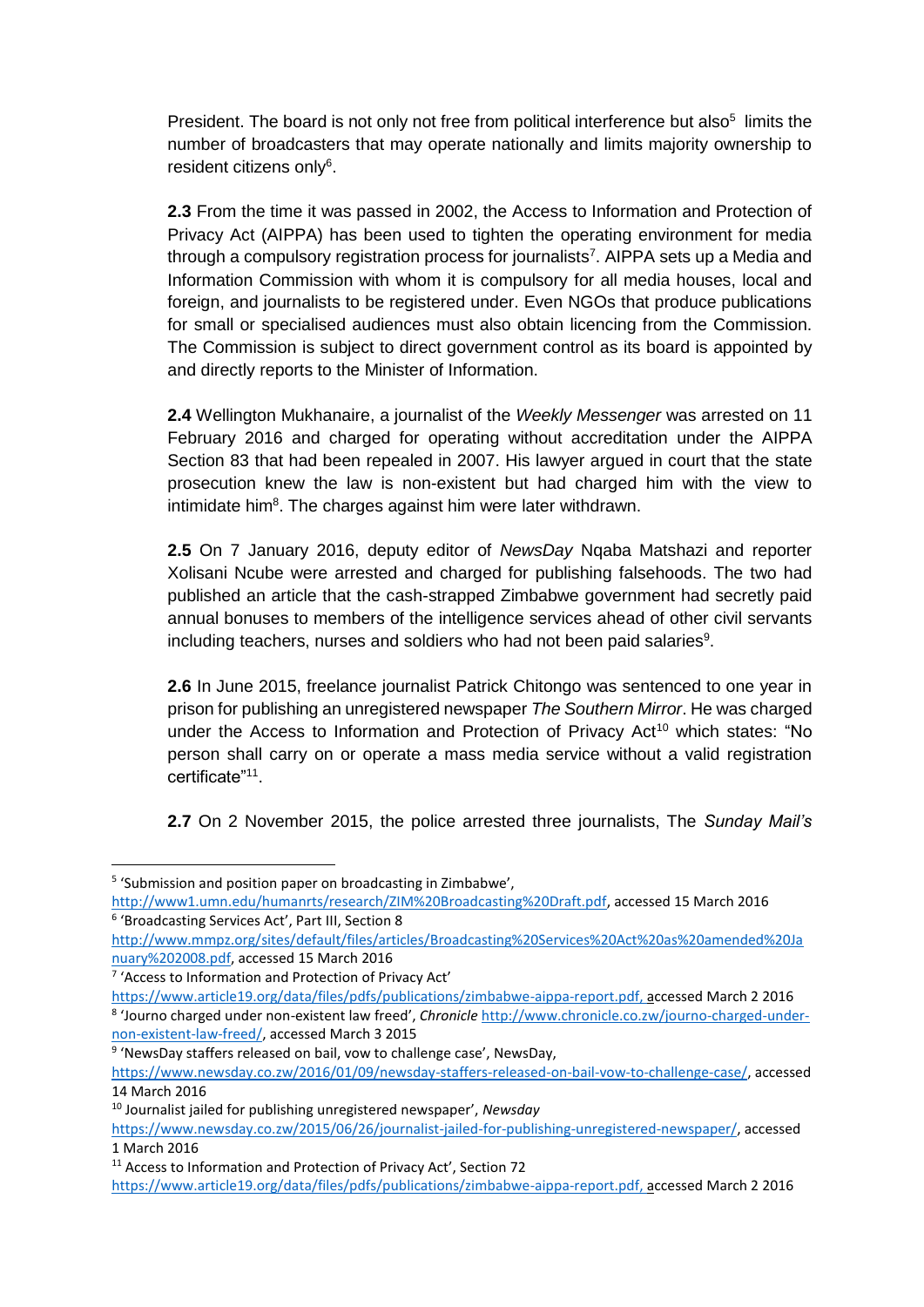President. The board is not only not free from political interference but also[5] limits the number of broadcasters that may operate nationally and limits majority ownership to resident citizens only[6].

**2.3** From the time it was passed in 2002, the Access to Information and Protection of Privacy Act (AIPPA) has been used to tighten the operating environment for media through a compulsory registration process for journalists[7]. AIPPA sets up a Media and Information Commission with whom it is compulsory for all media houses, local and foreign, and journalists to be registered under. Even NGOs that produce publications for small or specialised audiences must also obtain licencing from the Commission. The Commission is subject to direct government control as its board is appointed by and directly reports to the Minister of Information.

**2.4** Wellington Mukhanaire, a journalist of the *Weekly Messenger* was arrested on 11 February 2016 and charged for operating without accreditation under the AIPPA Section 83 that had been repealed in 2007. His lawyer argued in court that the state prosecution knew the law is non-existent but had charged him with the view to intimidate him[8]. The charges against him were later withdrawn.

**2.5** On 7 January 2016, deputy editor of *NewsDay* Nqaba Matshazi and reporter Xolisani Ncube were arrested and charged for publishing falsehoods. The two had published an article that the cash-strapped Zimbabwe government had secretly paid annual bonuses to members of the intelligence services ahead of other civil servants including teachers, nurses and soldiers who had not been paid salaries[9].

**2.6** In June 2015, freelance journalist Patrick Chitongo was sentenced to one year in prison for publishing an unregistered newspaper *The Southern Mirror*. He was charged under the Access to Information and Protection of Privacy Act[10] which states: "No person shall carry on or operate a mass media service without a valid registration certificate"[11].

**2.7** On 2 November 2015, the police arrested three journalists, The *Sunday Mail's*

---

[5] 'Submission and position paper on broadcasting in Zimbabwe', http://www1.umn.edu/humanrts/research/ZIM%20Broadcasting%20Draft.pdf, accessed 15 March 2016

[6] 'Broadcasting Services Act', Part III, Section 8 http://www.mmpz.org/sites/default/files/articles/Broadcasting%20Services%20Act%20as%20amended%20January%202008.pdf, accessed 15 March 2016

[7] 'Access to Information and Protection of Privacy Act' https://www.article19.org/data/files/pdfs/publications/zimbabwe-aippa-report.pdf, accessed March 2 2016

[8] 'Journo charged under non-existent law freed', *Chronicle* http://www.chronicle.co.zw/journo-charged-under-non-existent-law-freed/, accessed March 3 2015

[9] 'NewsDay staffers released on bail, vow to challenge case', NewsDay, https://www.newsday.co.zw/2016/01/09/newsday-staffers-released-on-bail-vow-to-challenge-case/, accessed 14 March 2016

[10] Journalist jailed for publishing unregistered newspaper', *Newsday* https://www.newsday.co.zw/2015/06/26/journalist-jailed-for-publishing-unregistered-newspaper/, accessed 1 March 2016

[11] Access to Information and Protection of Privacy Act', Section 72 https://www.article19.org/data/files/pdfs/publications/zimbabwe-aippa-report.pdf, accessed March 2 2016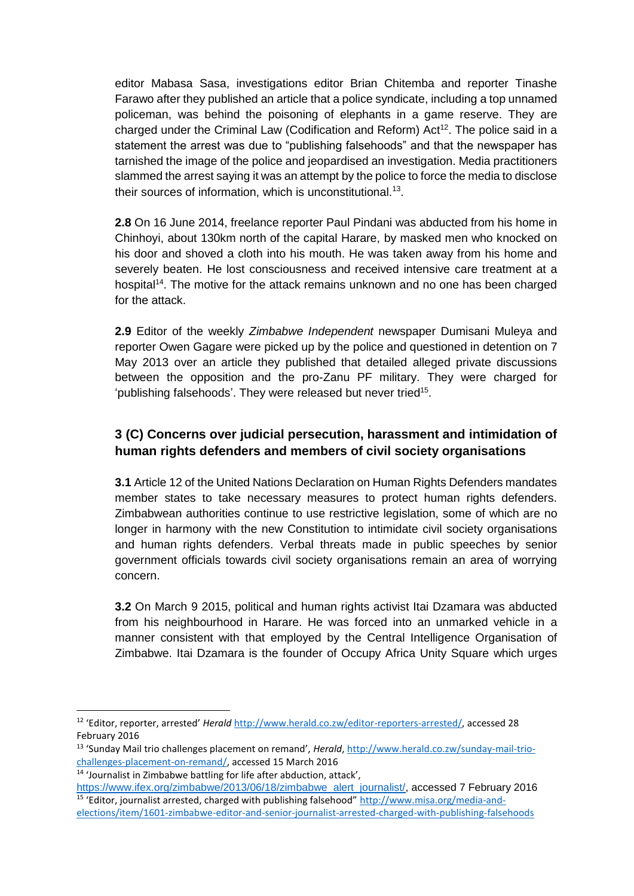editor Mabasa Sasa, investigations editor Brian Chitemba and reporter Tinashe Farawo after they published an article that a police syndicate, including a top unnamed policeman, was behind the poisoning of elephants in a game reserve. They are charged under the Criminal Law (Codification and Reform) Act[12]. The police said in a statement the arrest was due to "publishing falsehoods" and that the newspaper has tarnished the image of the police and jeopardised an investigation. Media practitioners slammed the arrest saying it was an attempt by the police to force the media to disclose their sources of information, which is unconstitutional.[13].

**2.8** On 16 June 2014, freelance reporter Paul Pindani was abducted from his home in Chinhoyi, about 130km north of the capital Harare, by masked men who knocked on his door and shoved a cloth into his mouth. He was taken away from his home and severely beaten. He lost consciousness and received intensive care treatment at a hospital[14]. The motive for the attack remains unknown and no one has been charged for the attack.

**2.9** Editor of the weekly *Zimbabwe Independent* newspaper Dumisani Muleya and reporter Owen Gagare were picked up by the police and questioned in detention on 7 May 2013 over an article they published that detailed alleged private discussions between the opposition and the pro-Zanu PF military. They were charged for 'publishing falsehoods'. They were released but never tried[15].

## 3 (C) Concerns over judicial persecution, harassment and intimidation of human rights defenders and members of civil society organisations

**3.1** Article 12 of the United Nations Declaration on Human Rights Defenders mandates member states to take necessary measures to protect human rights defenders. Zimbabwean authorities continue to use restrictive legislation, some of which are no longer in harmony with the new Constitution to intimidate civil society organisations and human rights defenders. Verbal threats made in public speeches by senior government officials towards civil society organisations remain an area of worrying concern.

**3.2** On March 9 2015, political and human rights activist Itai Dzamara was abducted from his neighbourhood in Harare. He was forced into an unmarked vehicle in a manner consistent with that employed by the Central Intelligence Organisation of Zimbabwe. Itai Dzamara is the founder of Occupy Africa Unity Square which urges

---

[12] 'Editor, reporter, arrested' *Herald* http://www.herald.co.zw/editor-reporters-arrested/, accessed 28 February 2016

[13] 'Sunday Mail trio challenges placement on remand', *Herald*, http://www.herald.co.zw/sunday-mail-trio-challenges-placement-on-remand/, accessed 15 March 2016

[14] 'Journalist in Zimbabwe battling for life after abduction, attack', https://www.ifex.org/zimbabwe/2013/06/18/zimbabwe_alert_journalist/, accessed 7 February 2016

[15] 'Editor, journalist arrested, charged with publishing falsehood" http://www.misa.org/media-and-elections/item/1601-zimbabwe-editor-and-senior-journalist-arrested-charged-with-publishing-falsehoods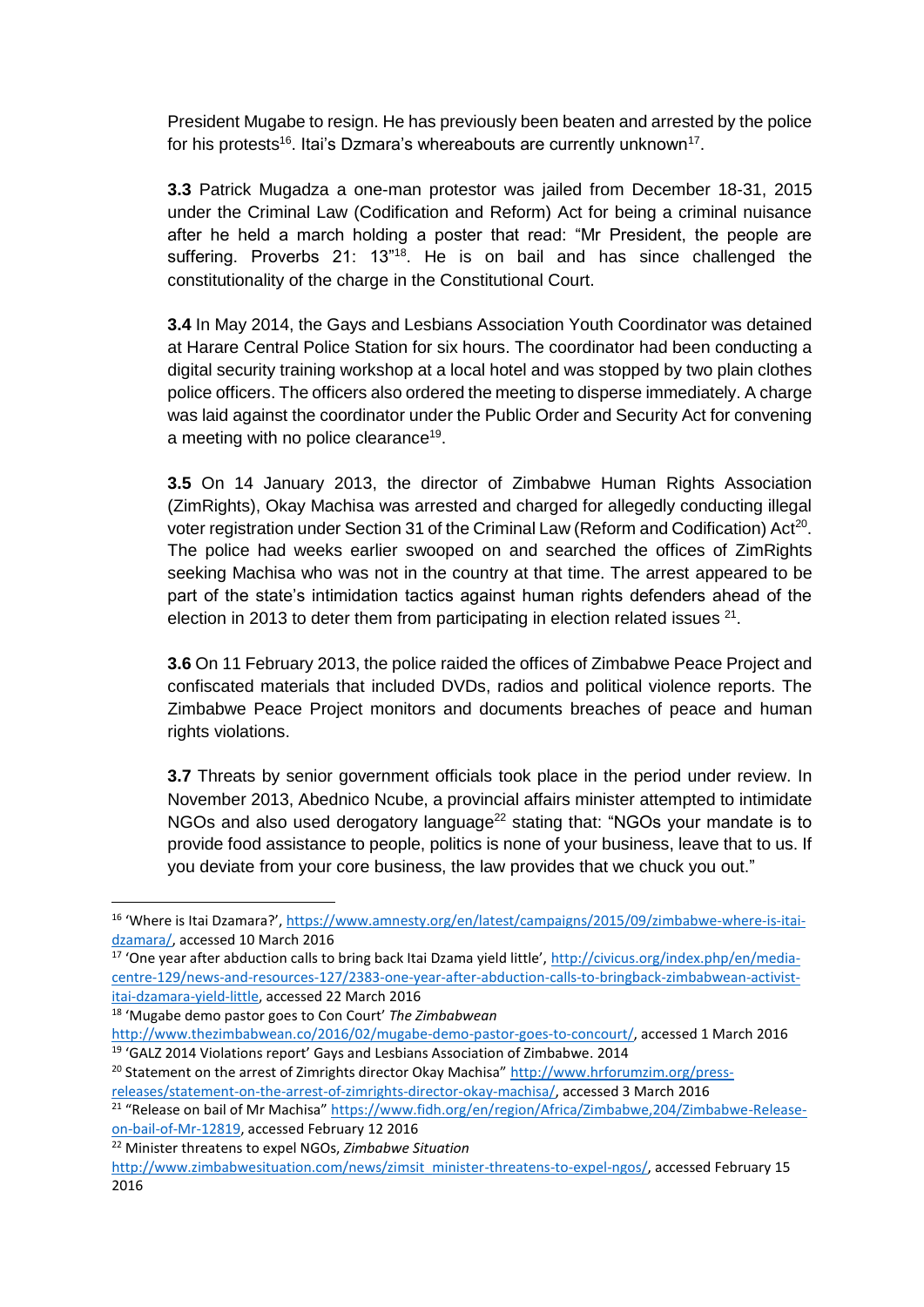President Mugabe to resign. He has previously been beaten and arrested by the police for his protests[16]. Itai's Dzmara's whereabouts are currently unknown[17].

**3.3** Patrick Mugadza a one-man protestor was jailed from December 18-31, 2015 under the Criminal Law (Codification and Reform) Act for being a criminal nuisance after he held a march holding a poster that read: "Mr President, the people are suffering. Proverbs 21: 13"[18]. He is on bail and has since challenged the constitutionality of the charge in the Constitutional Court.

**3.4** In May 2014, the Gays and Lesbians Association Youth Coordinator was detained at Harare Central Police Station for six hours. The coordinator had been conducting a digital security training workshop at a local hotel and was stopped by two plain clothes police officers. The officers also ordered the meeting to disperse immediately. A charge was laid against the coordinator under the Public Order and Security Act for convening a meeting with no police clearance[19].

**3.5** On 14 January 2013, the director of Zimbabwe Human Rights Association (ZimRights), Okay Machisa was arrested and charged for allegedly conducting illegal voter registration under Section 31 of the Criminal Law (Reform and Codification) Act[20]. The police had weeks earlier swooped on and searched the offices of ZimRights seeking Machisa who was not in the country at that time. The arrest appeared to be part of the state's intimidation tactics against human rights defenders ahead of the election in 2013 to deter them from participating in election related issues [21].

**3.6** On 11 February 2013, the police raided the offices of Zimbabwe Peace Project and confiscated materials that included DVDs, radios and political violence reports. The Zimbabwe Peace Project monitors and documents breaches of peace and human rights violations.

**3.7** Threats by senior government officials took place in the period under review. In November 2013, Abednico Ncube, a provincial affairs minister attempted to intimidate NGOs and also used derogatory language[22] stating that: "NGOs your mandate is to provide food assistance to people, politics is none of your business, leave that to us. If you deviate from your core business, the law provides that we chuck you out."

---

[16] 'Where is Itai Dzamara?', https://www.amnesty.org/en/latest/campaigns/2015/09/zimbabwe-where-is-itai-dzamara/, accessed 10 March 2016

[17] 'One year after abduction calls to bring back Itai Dzama yield little', http://civicus.org/index.php/en/media-centre-129/news-and-resources-127/2383-one-year-after-abduction-calls-to-bringback-zimbabwean-activist-itai-dzamara-yield-little, accessed 22 March 2016

[18] 'Mugabe demo pastor goes to Con Court' *The Zimbabwean* http://www.thezimbabwean.co/2016/02/mugabe-demo-pastor-goes-to-concourt/, accessed 1 March 2016

[19] 'GALZ 2014 Violations report' Gays and Lesbians Association of Zimbabwe. 2014

[20] Statement on the arrest of Zimrights director Okay Machisa" http://www.hrforumzim.org/press-releases/statement-on-the-arrest-of-zimrights-director-okay-machisa/, accessed 3 March 2016

[21] "Release on bail of Mr Machisa" https://www.fidh.org/en/region/Africa/Zimbabwe,204/Zimbabwe-Release-on-bail-of-Mr-12819, accessed February 12 2016

[22] Minister threatens to expel NGOs, *Zimbabwe Situation* http://www.zimbabwesituation.com/news/zimsit_minister-threatens-to-expel-ngos/, accessed February 15 2016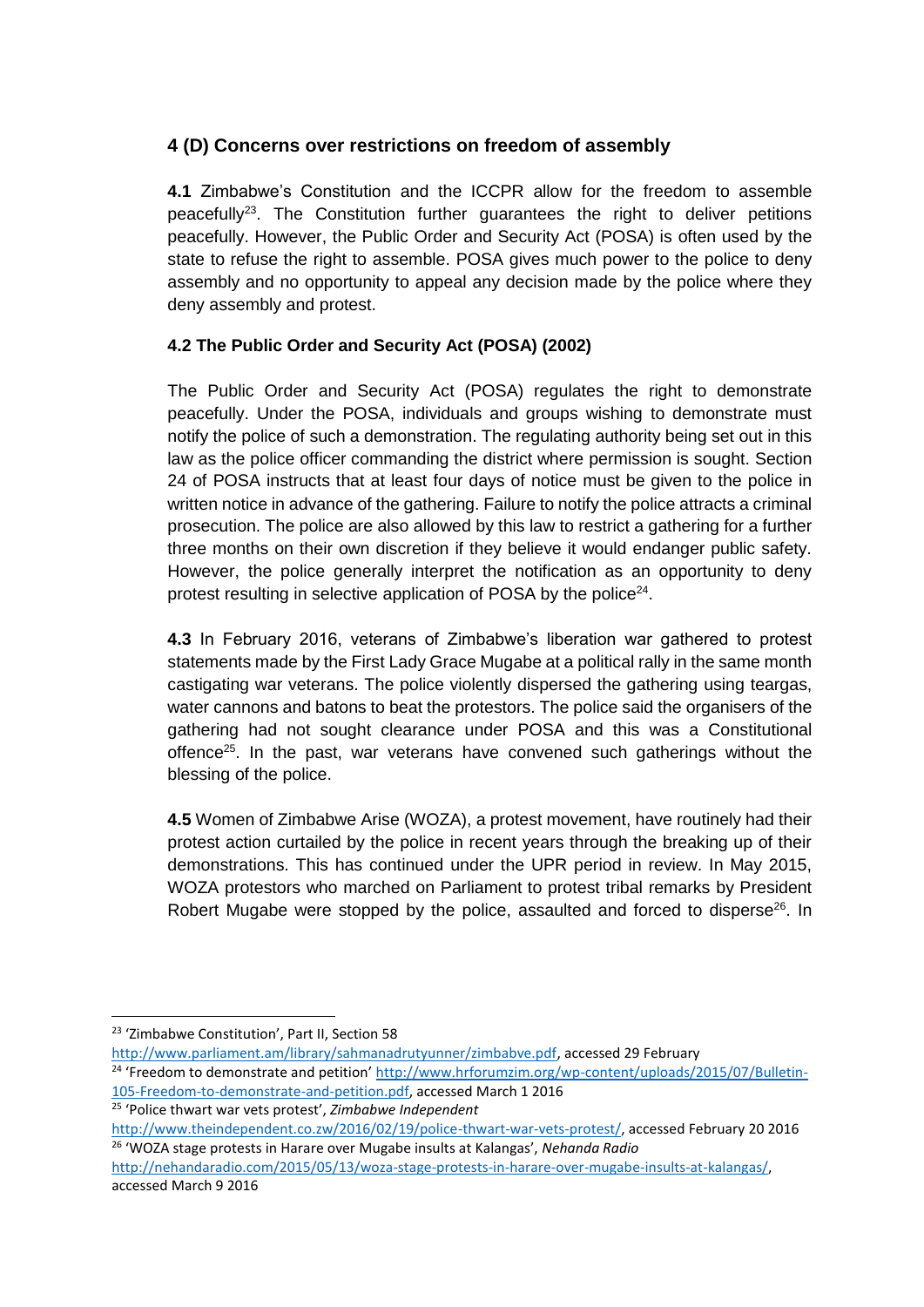### 4 (D) Concerns over restrictions on freedom of assembly

**4.1** Zimbabwe's Constitution and the ICCPR allow for the freedom to assemble peacefully[23]. The Constitution further guarantees the right to deliver petitions peacefully. However, the Public Order and Security Act (POSA) is often used by the state to refuse the right to assemble. POSA gives much power to the police to deny assembly and no opportunity to appeal any decision made by the police where they deny assembly and protest.

**4.2 The Public Order and Security Act (POSA) (2002)**

The Public Order and Security Act (POSA) regulates the right to demonstrate peacefully. Under the POSA, individuals and groups wishing to demonstrate must notify the police of such a demonstration. The regulating authority being set out in this law as the police officer commanding the district where permission is sought. Section 24 of POSA instructs that at least four days of notice must be given to the police in written notice in advance of the gathering. Failure to notify the police attracts a criminal prosecution. The police are also allowed by this law to restrict a gathering for a further three months on their own discretion if they believe it would endanger public safety. However, the police generally interpret the notification as an opportunity to deny protest resulting in selective application of POSA by the police[24].

**4.3** In February 2016, veterans of Zimbabwe's liberation war gathered to protest statements made by the First Lady Grace Mugabe at a political rally in the same month castigating war veterans. The police violently dispersed the gathering using teargas, water cannons and batons to beat the protestors. The police said the organisers of the gathering had not sought clearance under POSA and this was a Constitutional offence[25]. In the past, war veterans have convened such gatherings without the blessing of the police.

**4.5** Women of Zimbabwe Arise (WOZA), a protest movement, have routinely had their protest action curtailed by the police in recent years through the breaking up of their demonstrations. This has continued under the UPR period in review. In May 2015, WOZA protestors who marched on Parliament to protest tribal remarks by President Robert Mugabe were stopped by the police, assaulted and forced to disperse[26]. In

---

[23] 'Zimbabwe Constitution', Part II, Section 58 http://www.parliament.am/library/sahmanadrutyunner/zimbabve.pdf, accessed 29 February

[24] 'Freedom to demonstrate and petition' http://www.hrforumzim.org/wp-content/uploads/2015/07/Bulletin-105-Freedom-to-demonstrate-and-petition.pdf, accessed March 1 2016

[25] 'Police thwart war vets protest', *Zimbabwe Independent* http://www.theindependent.co.zw/2016/02/19/police-thwart-war-vets-protest/, accessed February 20 2016

[26] 'WOZA stage protests in Harare over Mugabe insults at Kalangas', *Nehanda Radio* http://nehandaradio.com/2015/05/13/woza-stage-protests-in-harare-over-mugabe-insults-at-kalangas/, accessed March 9 2016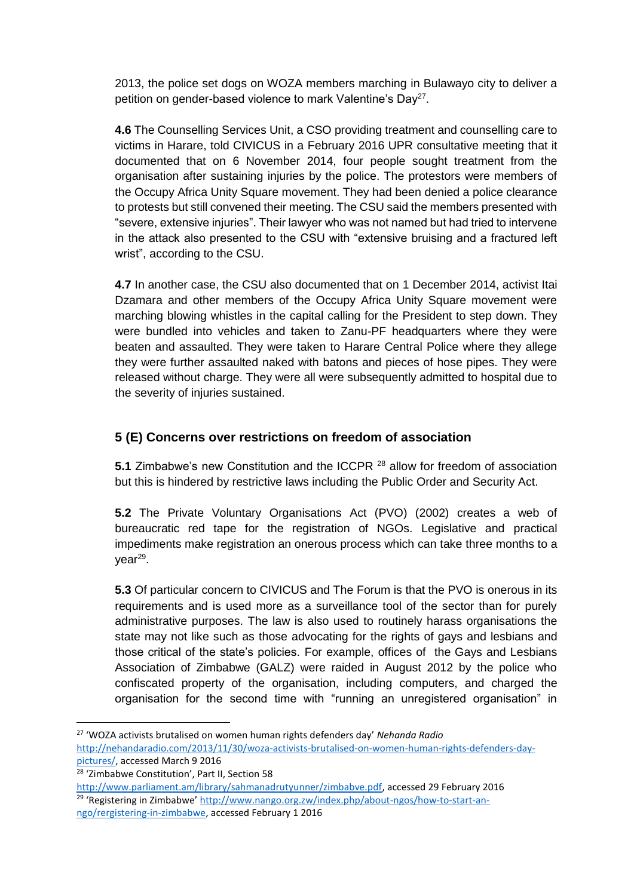2013, the police set dogs on WOZA members marching in Bulawayo city to deliver a petition on gender-based violence to mark Valentine's Day[27].

**4.6** The Counselling Services Unit, a CSO providing treatment and counselling care to victims in Harare, told CIVICUS in a February 2016 UPR consultative meeting that it documented that on 6 November 2014, four people sought treatment from the organisation after sustaining injuries by the police. The protestors were members of the Occupy Africa Unity Square movement. They had been denied a police clearance to protests but still convened their meeting. The CSU said the members presented with "severe, extensive injuries". Their lawyer who was not named but had tried to intervene in the attack also presented to the CSU with "extensive bruising and a fractured left wrist", according to the CSU.

**4.7** In another case, the CSU also documented that on 1 December 2014, activist Itai Dzamara and other members of the Occupy Africa Unity Square movement were marching blowing whistles in the capital calling for the President to step down. They were bundled into vehicles and taken to Zanu-PF headquarters where they were beaten and assaulted. They were taken to Harare Central Police where they allege they were further assaulted naked with batons and pieces of hose pipes. They were released without charge. They were all were subsequently admitted to hospital due to the severity of injuries sustained.

## 5 (E) Concerns over restrictions on freedom of association

**5.1** Zimbabwe's new Constitution and the ICCPR [28] allow for freedom of association but this is hindered by restrictive laws including the Public Order and Security Act.

**5.2** The Private Voluntary Organisations Act (PVO) (2002) creates a web of bureaucratic red tape for the registration of NGOs. Legislative and practical impediments make registration an onerous process which can take three months to a year[29].

**5.3** Of particular concern to CIVICUS and The Forum is that the PVO is onerous in its requirements and is used more as a surveillance tool of the sector than for purely administrative purposes. The law is also used to routinely harass organisations the state may not like such as those advocating for the rights of gays and lesbians and those critical of the state's policies. For example, offices of the Gays and Lesbians Association of Zimbabwe (GALZ) were raided in August 2012 by the police who confiscated property of the organisation, including computers, and charged the organisation for the second time with "running an unregistered organisation" in

---

[27] 'WOZA activists brutalised on women human rights defenders day' *Nehanda Radio* http://nehandaradio.com/2013/11/30/woza-activists-brutalised-on-women-human-rights-defenders-day-pictures/, accessed March 9 2016

[28] 'Zimbabwe Constitution', Part II, Section 58 http://www.parliament.am/library/sahmanadrutyunner/zimbabve.pdf, accessed 29 February 2016

[29] 'Registering in Zimbabwe' http://www.nango.org.zw/index.php/about-ngos/how-to-start-an-ngo/rergistering-in-zimbabwe, accessed February 1 2016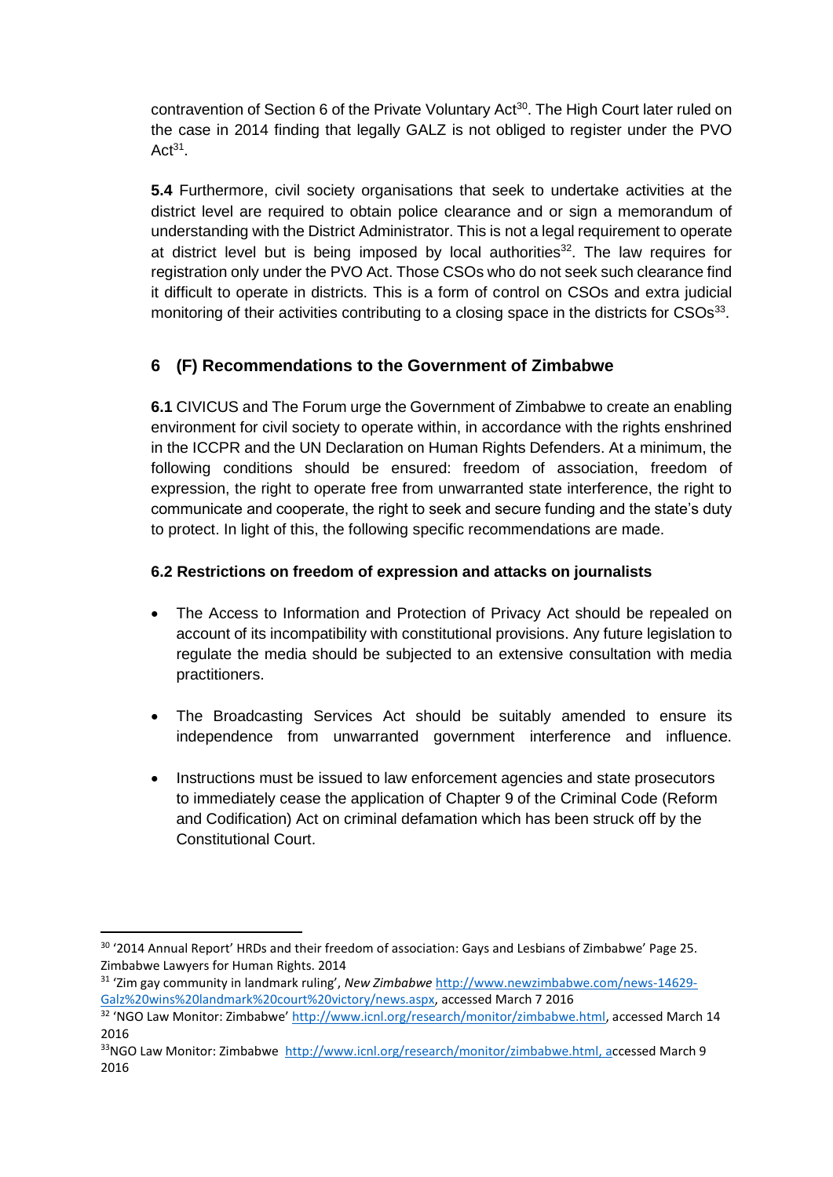contravention of Section 6 of the Private Voluntary Act[30]. The High Court later ruled on the case in 2014 finding that legally GALZ is not obliged to register under the PVO Act[31].

**5.4** Furthermore, civil society organisations that seek to undertake activities at the district level are required to obtain police clearance and or sign a memorandum of understanding with the District Administrator. This is not a legal requirement to operate at district level but is being imposed by local authorities[32]. The law requires for registration only under the PVO Act. Those CSOs who do not seek such clearance find it difficult to operate in districts. This is a form of control on CSOs and extra judicial monitoring of their activities contributing to a closing space in the districts for CSOs[33].

## 6 (F) Recommendations to the Government of Zimbabwe

**6.1** CIVICUS and The Forum urge the Government of Zimbabwe to create an enabling environment for civil society to operate within, in accordance with the rights enshrined in the ICCPR and the UN Declaration on Human Rights Defenders. At a minimum, the following conditions should be ensured: freedom of association, freedom of expression, the right to operate free from unwarranted state interference, the right to communicate and cooperate, the right to seek and secure funding and the state's duty to protect. In light of this, the following specific recommendations are made.

### 6.2 Restrictions on freedom of expression and attacks on journalists

- The Access to Information and Protection of Privacy Act should be repealed on account of its incompatibility with constitutional provisions. Any future legislation to regulate the media should be subjected to an extensive consultation with media practitioners.
- The Broadcasting Services Act should be suitably amended to ensure its independence from unwarranted government interference and influence.
- Instructions must be issued to law enforcement agencies and state prosecutors to immediately cease the application of Chapter 9 of the Criminal Code (Reform and Codification) Act on criminal defamation which has been struck off by the Constitutional Court.

---

[30] '2014 Annual Report' HRDs and their freedom of association: Gays and Lesbians of Zimbabwe' Page 25. Zimbabwe Lawyers for Human Rights. 2014

[31] 'Zim gay community in landmark ruling', *New Zimbabwe* http://www.newzimbabwe.com/news-14629-Galz%20wins%20landmark%20court%20victory/news.aspx, accessed March 7 2016

[32] 'NGO Law Monitor: Zimbabwe' http://www.icnl.org/research/monitor/zimbabwe.html, accessed March 14 2016

[33] NGO Law Monitor: Zimbabwe http://www.icnl.org/research/monitor/zimbabwe.html, accessed March 9 2016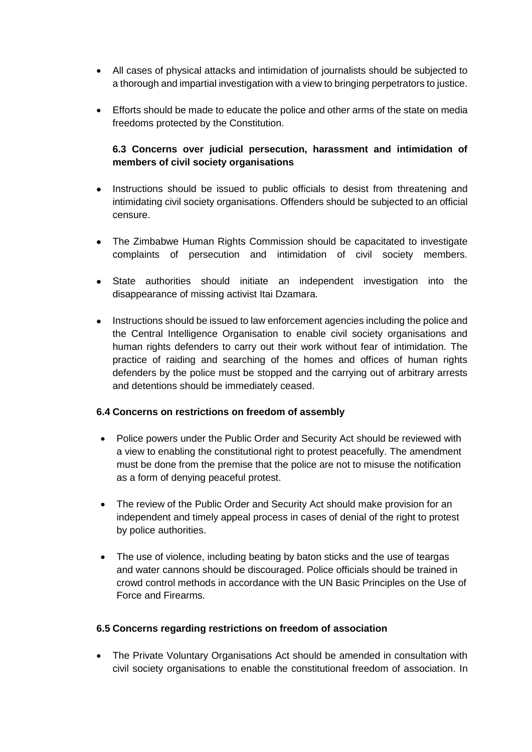- All cases of physical attacks and intimidation of journalists should be subjected to a thorough and impartial investigation with a view to bringing perpetrators to justice.

- Efforts should be made to educate the police and other arms of the state on media freedoms protected by the Constitution.

### 6.3 Concerns over judicial persecution, harassment and intimidation of members of civil society organisations

- Instructions should be issued to public officials to desist from threatening and intimidating civil society organisations. Offenders should be subjected to an official censure.

- The Zimbabwe Human Rights Commission should be capacitated to investigate complaints of persecution and intimidation of civil society members.

- State authorities should initiate an independent investigation into the disappearance of missing activist Itai Dzamara.

- Instructions should be issued to law enforcement agencies including the police and the Central Intelligence Organisation to enable civil society organisations and human rights defenders to carry out their work without fear of intimidation. The practice of raiding and searching of the homes and offices of human rights defenders by the police must be stopped and the carrying out of arbitrary arrests and detentions should be immediately ceased.

### 6.4 Concerns on restrictions on freedom of assembly

- Police powers under the Public Order and Security Act should be reviewed with a view to enabling the constitutional right to protest peacefully. The amendment must be done from the premise that the police are not to misuse the notification as a form of denying peaceful protest.

- The review of the Public Order and Security Act should make provision for an independent and timely appeal process in cases of denial of the right to protest by police authorities.

- The use of violence, including beating by baton sticks and the use of teargas and water cannons should be discouraged. Police officials should be trained in crowd control methods in accordance with the UN Basic Principles on the Use of Force and Firearms.

### 6.5 Concerns regarding restrictions on freedom of association

- The Private Voluntary Organisations Act should be amended in consultation with civil society organisations to enable the constitutional freedom of association. In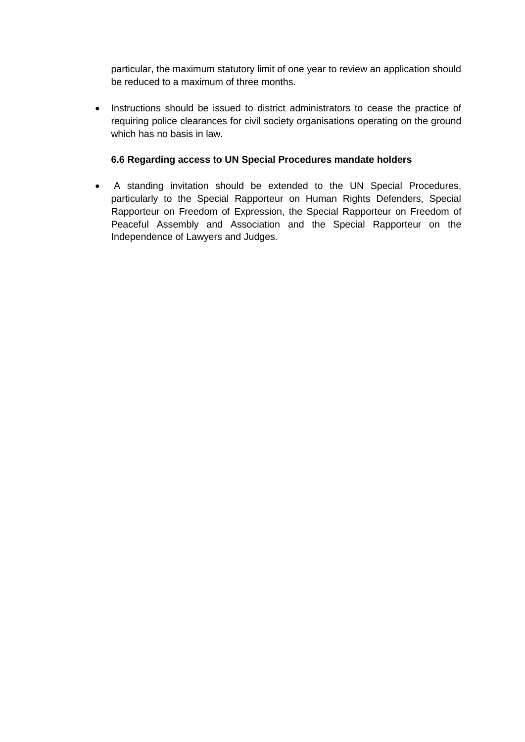particular, the maximum statutory limit of one year to review an application should be reduced to a maximum of three months.

- Instructions should be issued to district administrators to cease the practice of requiring police clearances for civil society organisations operating on the ground which has no basis in law.

### 6.6 Regarding access to UN Special Procedures mandate holders

- A standing invitation should be extended to the UN Special Procedures, particularly to the Special Rapporteur on Human Rights Defenders, Special Rapporteur on Freedom of Expression, the Special Rapporteur on Freedom of Peaceful Assembly and Association and the Special Rapporteur on the Independence of Lawyers and Judges.